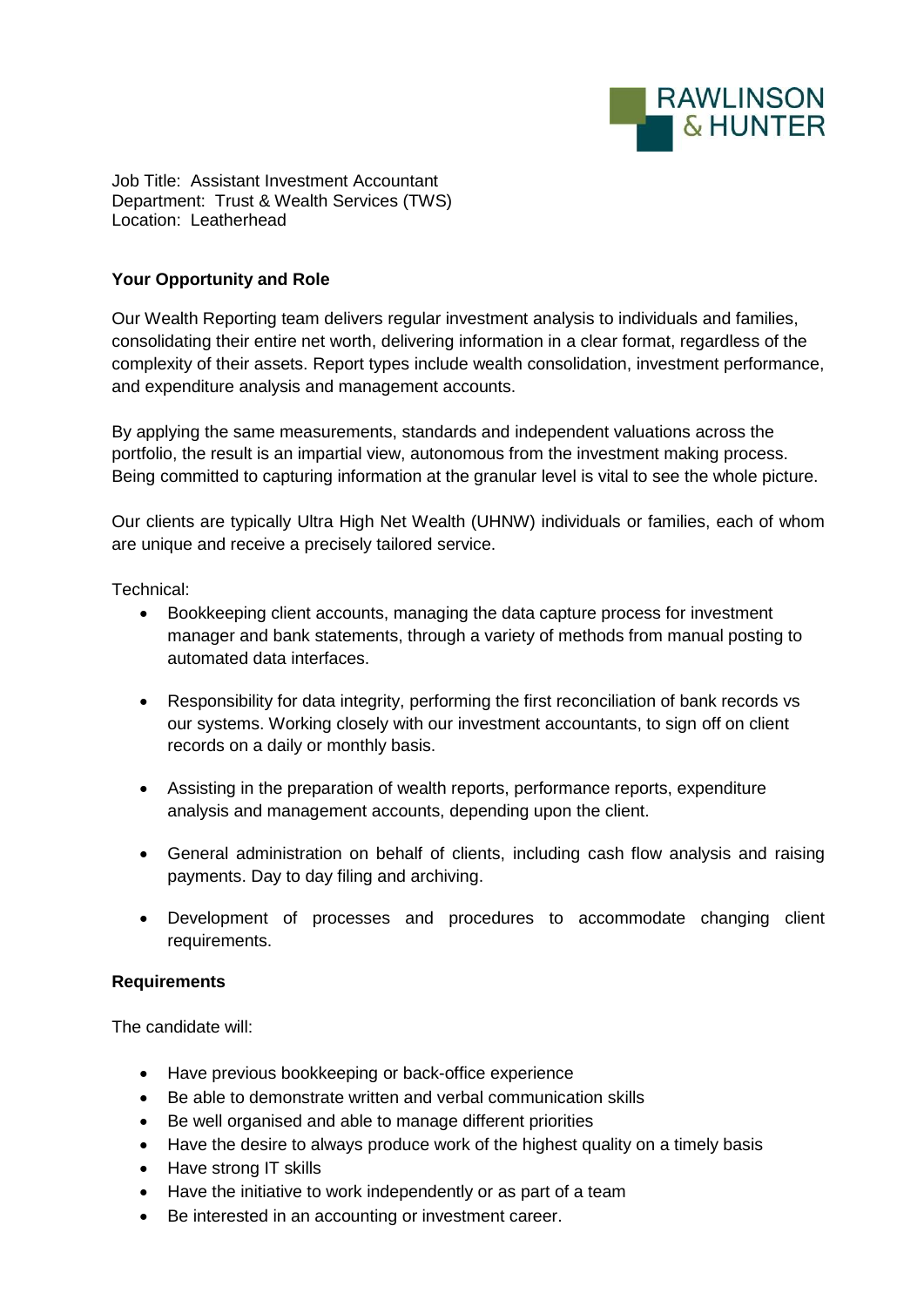RAWLINSON & HUNTER

Job Title: Assistant Investment Accountant
Department: Trust & Wealth Services (TWS)
Location: Leatherhead

**Your Opportunity and Role**

Our Wealth Reporting team delivers regular investment analysis to individuals and families, consolidating their entire net worth, delivering information in a clear format, regardless of the complexity of their assets. Report types include wealth consolidation, investment performance, and expenditure analysis and management accounts.

By applying the same measurements, standards and independent valuations across the portfolio, the result is an impartial view, autonomous from the investment making process. Being committed to capturing information at the granular level is vital to see the whole picture.

Our clients are typically Ultra High Net Wealth (UHNW) individuals or families, each of whom are unique and receive a precisely tailored service.

Technical:

- Bookkeeping client accounts, managing the data capture process for investment manager and bank statements, through a variety of methods from manual posting to automated data interfaces.
- Responsibility for data integrity, performing the first reconciliation of bank records vs our systems. Working closely with our investment accountants, to sign off on client records on a daily or monthly basis.
- Assisting in the preparation of wealth reports, performance reports, expenditure analysis and management accounts, depending upon the client.
- General administration on behalf of clients, including cash flow analysis and raising payments. Day to day filing and archiving.
- Development of processes and procedures to accommodate changing client requirements.

**Requirements**

The candidate will:

- Have previous bookkeeping or back-office experience
- Be able to demonstrate written and verbal communication skills
- Be well organised and able to manage different priorities
- Have the desire to always produce work of the highest quality on a timely basis
- Have strong IT skills
- Have the initiative to work independently or as part of a team
- Be interested in an accounting or investment career.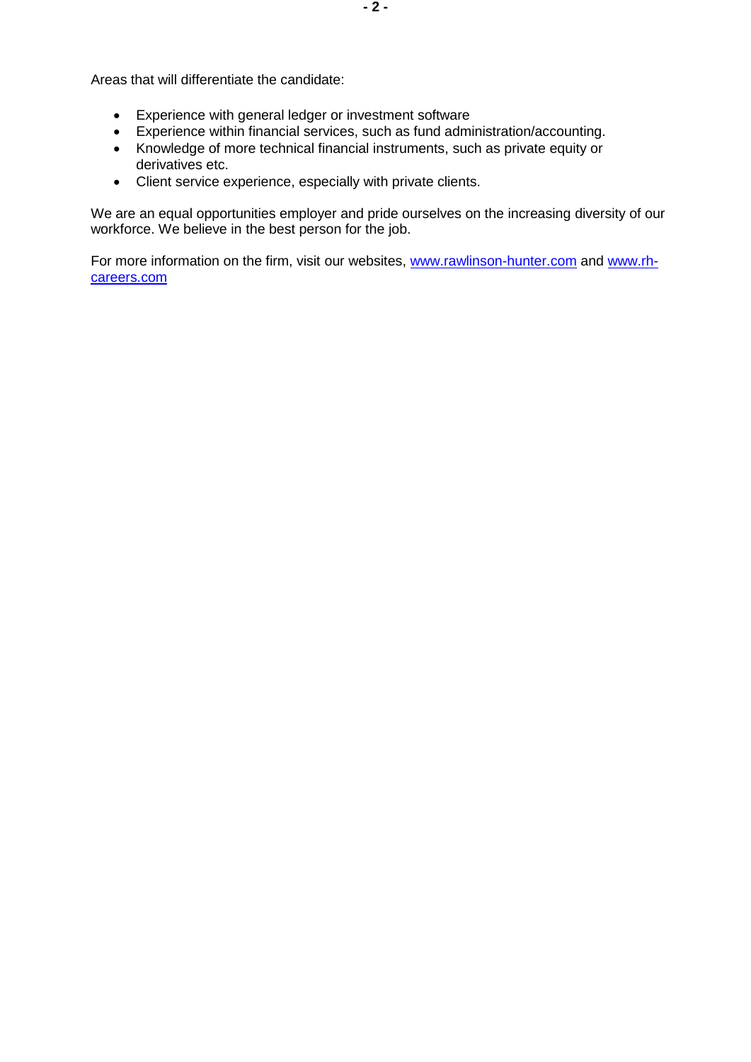Areas that will differentiate the candidate:

- Experience with general ledger or investment software
- Experience within financial services, such as fund administration/accounting.
- Knowledge of more technical financial instruments, such as private equity or derivatives etc.
- Client service experience, especially with private clients.

We are an equal opportunities employer and pride ourselves on the increasing diversity of our workforce. We believe in the best person for the job.

For more information on the firm, visit our websites, [www.rawlinson-hunter.com](http://www.rawlinson-hunter.com) and [www.rh-careers.com](http://www.rh-careers.com)